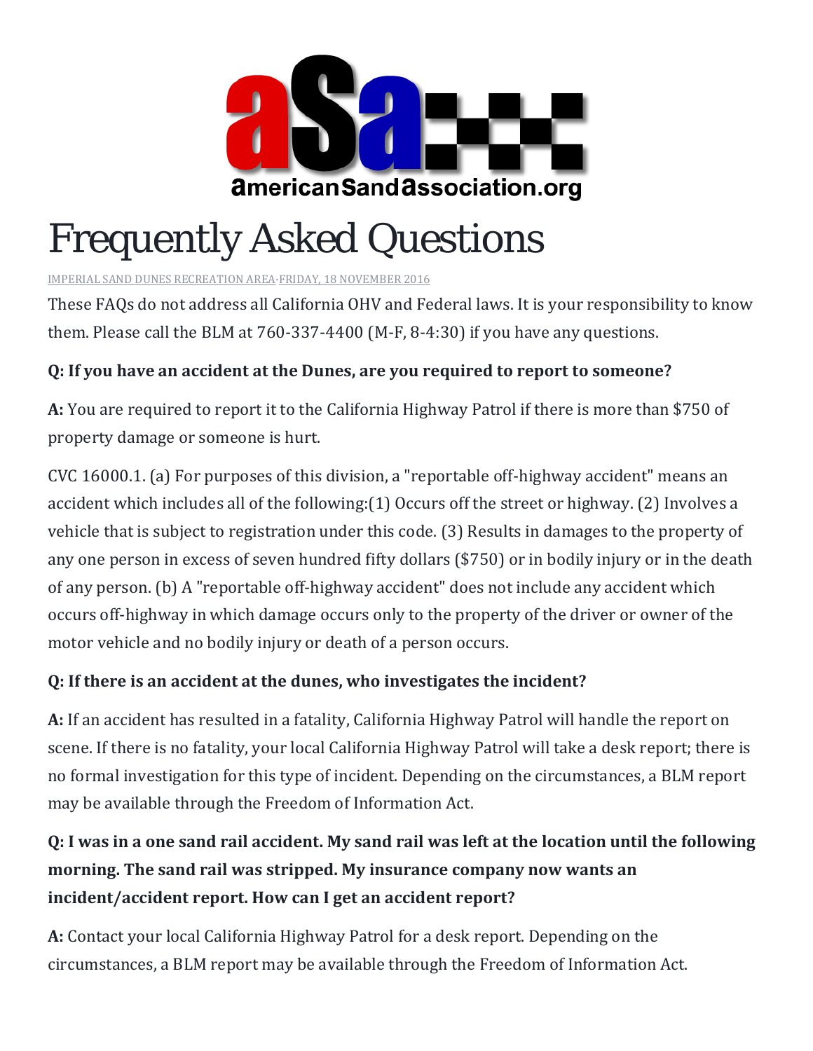americanSandAssociation.org

# Frequently Asked Questions

IMPERIAL SAND DUNES RECREATION AREA·FRIDAY, 18 NOVEMBER 2016

These FAQs do not address all California OHV and Federal laws. It is your responsibility to know them. Please call the BLM at 760-337-4400 (M-F, 8-4:30) if you have any questions.

**Q: If you have an accident at the Dunes, are you required to report to someone?**

**A:** You are required to report it to the California Highway Patrol if there is more than $750 of property damage or someone is hurt.

CVC 16000.1. (a) For purposes of this division, a "reportable off-highway accident" means an accident which includes all of the following:(1) Occurs off the street or highway. (2) Involves a vehicle that is subject to registration under this code. (3) Results in damages to the property of any one person in excess of seven hundred fifty dollars ($750) or in bodily injury or in the death of any person. (b) A "reportable off-highway accident" does not include any accident which occurs off-highway in which damage occurs only to the property of the driver or owner of the motor vehicle and no bodily injury or death of a person occurs.

**Q: If there is an accident at the dunes, who investigates the incident?**

**A:** If an accident has resulted in a fatality, California Highway Patrol will handle the report on scene. If there is no fatality, your local California Highway Patrol will take a desk report; there is no formal investigation for this type of incident. Depending on the circumstances, a BLM report may be available through the Freedom of Information Act.

**Q: I was in a one sand rail accident. My sand rail was left at the location until the following morning. The sand rail was stripped. My insurance company now wants an incident/accident report. How can I get an accident report?**

**A:** Contact your local California Highway Patrol for a desk report. Depending on the circumstances, a BLM report may be available through the Freedom of Information Act.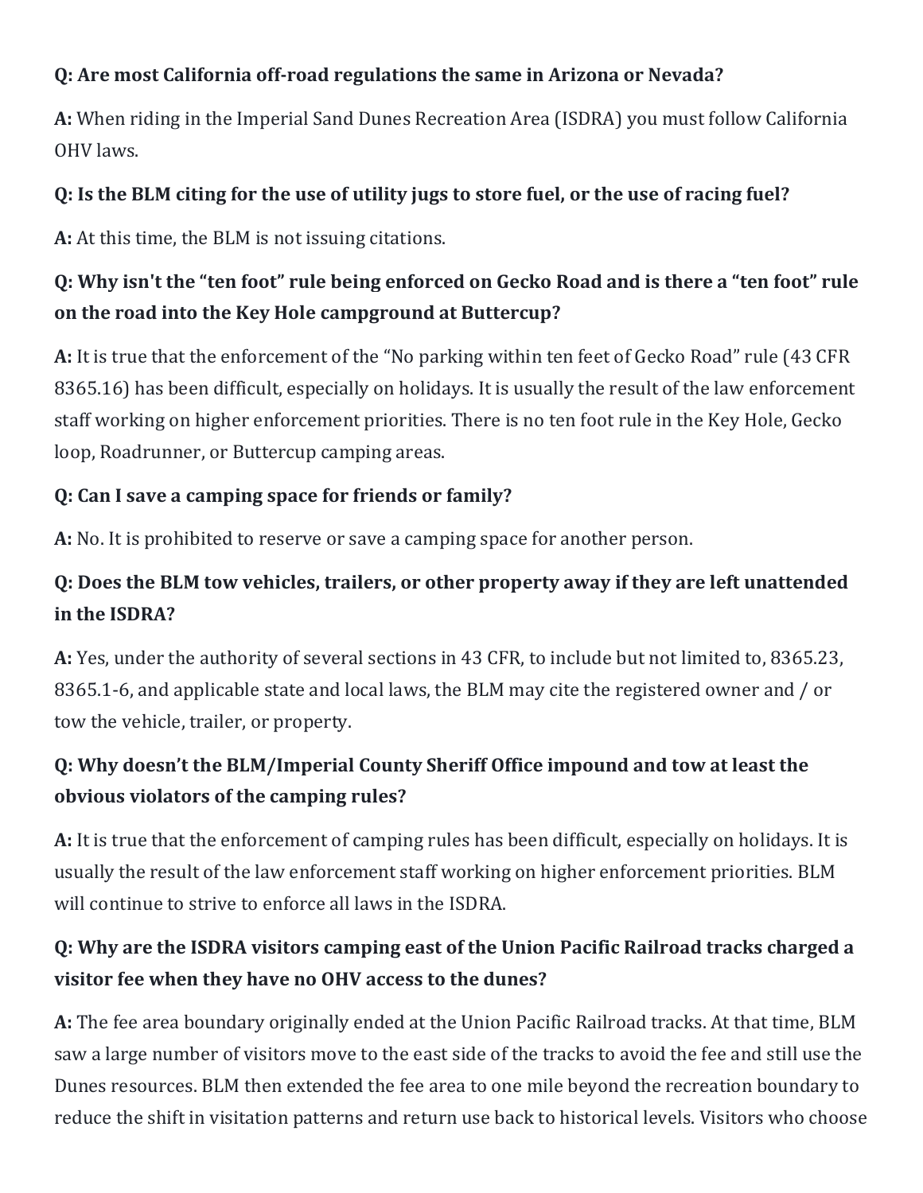**Q: Are most California off-road regulations the same in Arizona or Nevada?**

**A:** When riding in the Imperial Sand Dunes Recreation Area (ISDRA) you must follow California OHV laws.

**Q: Is the BLM citing for the use of utility jugs to store fuel, or the use of racing fuel?**

**A:** At this time, the BLM is not issuing citations.

**Q: Why isn't the "ten foot" rule being enforced on Gecko Road and is there a "ten foot" rule on the road into the Key Hole campground at Buttercup?**

**A:** It is true that the enforcement of the "No parking within ten feet of Gecko Road" rule (43 CFR 8365.16) has been difficult, especially on holidays. It is usually the result of the law enforcement staff working on higher enforcement priorities. There is no ten foot rule in the Key Hole, Gecko loop, Roadrunner, or Buttercup camping areas.

**Q: Can I save a camping space for friends or family?**

**A:** No. It is prohibited to reserve or save a camping space for another person.

**Q: Does the BLM tow vehicles, trailers, or other property away if they are left unattended in the ISDRA?**

**A:** Yes, under the authority of several sections in 43 CFR, to include but not limited to, 8365.23, 8365.1-6, and applicable state and local laws, the BLM may cite the registered owner and / or tow the vehicle, trailer, or property.

**Q: Why doesn't the BLM/Imperial County Sheriff Office impound and tow at least the obvious violators of the camping rules?**

**A:** It is true that the enforcement of camping rules has been difficult, especially on holidays. It is usually the result of the law enforcement staff working on higher enforcement priorities. BLM will continue to strive to enforce all laws in the ISDRA.

**Q: Why are the ISDRA visitors camping east of the Union Pacific Railroad tracks charged a visitor fee when they have no OHV access to the dunes?**

**A:** The fee area boundary originally ended at the Union Pacific Railroad tracks. At that time, BLM saw a large number of visitors move to the east side of the tracks to avoid the fee and still use the Dunes resources. BLM then extended the fee area to one mile beyond the recreation boundary to reduce the shift in visitation patterns and return use back to historical levels. Visitors who choose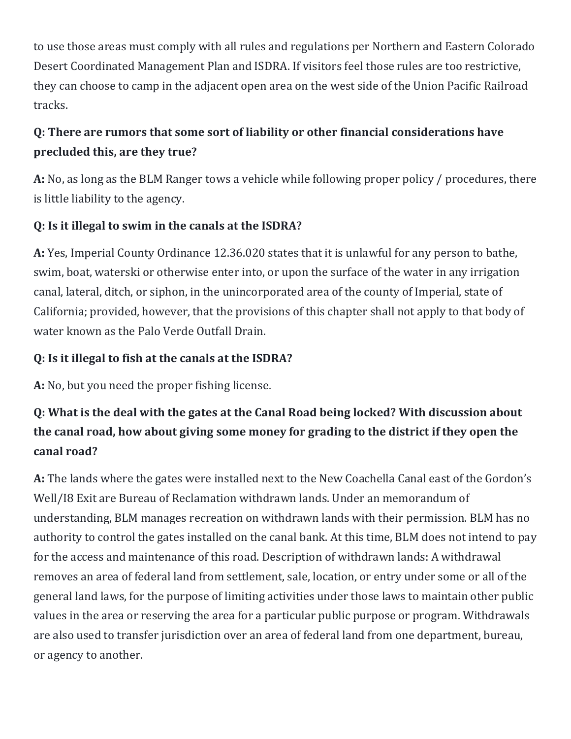to use those areas must comply with all rules and regulations per Northern and Eastern Colorado Desert Coordinated Management Plan and ISDRA. If visitors feel those rules are too restrictive, they can choose to camp in the adjacent open area on the west side of the Union Pacific Railroad tracks.

**Q: There are rumors that some sort of liability or other financial considerations have precluded this, are they true?**

**A:** No, as long as the BLM Ranger tows a vehicle while following proper policy / procedures, there is little liability to the agency.

**Q: Is it illegal to swim in the canals at the ISDRA?**

**A:** Yes, Imperial County Ordinance 12.36.020 states that it is unlawful for any person to bathe, swim, boat, waterski or otherwise enter into, or upon the surface of the water in any irrigation canal, lateral, ditch, or siphon, in the unincorporated area of the county of Imperial, state of California; provided, however, that the provisions of this chapter shall not apply to that body of water known as the Palo Verde Outfall Drain.

**Q: Is it illegal to fish at the canals at the ISDRA?**

**A:** No, but you need the proper fishing license.

**Q: What is the deal with the gates at the Canal Road being locked? With discussion about the canal road, how about giving some money for grading to the district if they open the canal road?**

**A:** The lands where the gates were installed next to the New Coachella Canal east of the Gordon's Well/I8 Exit are Bureau of Reclamation withdrawn lands. Under an memorandum of understanding, BLM manages recreation on withdrawn lands with their permission. BLM has no authority to control the gates installed on the canal bank. At this time, BLM does not intend to pay for the access and maintenance of this road. Description of withdrawn lands: A withdrawal removes an area of federal land from settlement, sale, location, or entry under some or all of the general land laws, for the purpose of limiting activities under those laws to maintain other public values in the area or reserving the area for a particular public purpose or program. Withdrawals are also used to transfer jurisdiction over an area of federal land from one department, bureau, or agency to another.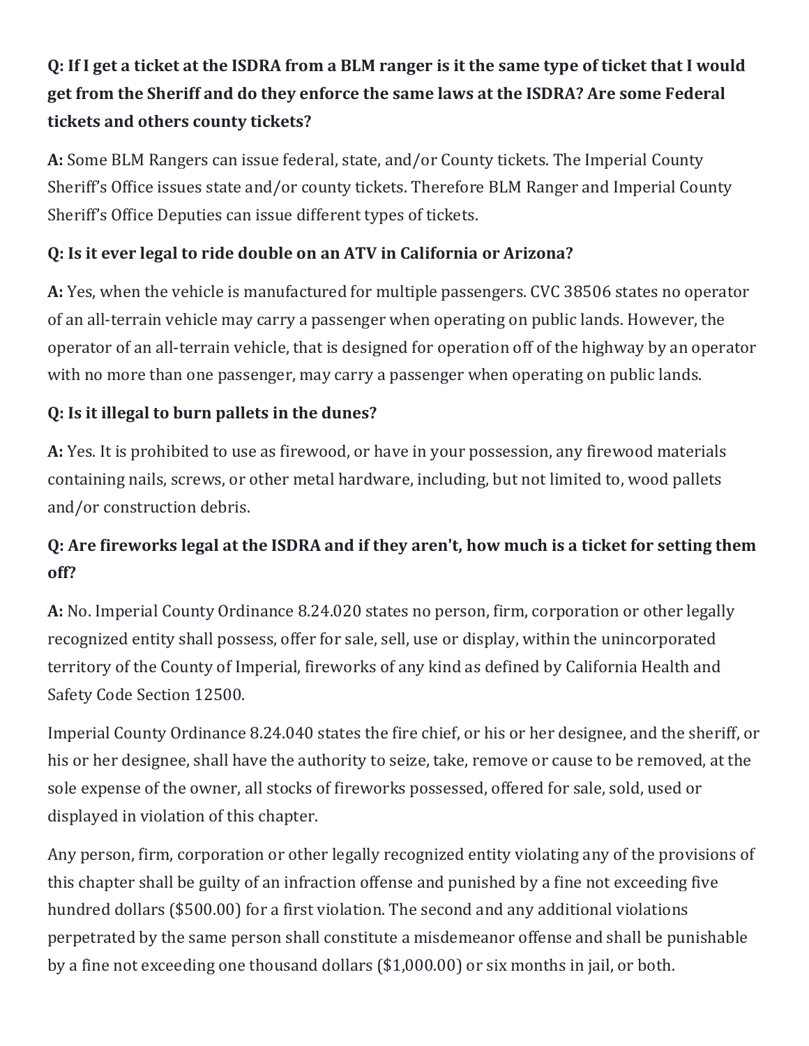**Q: If I get a ticket at the ISDRA from a BLM ranger is it the same type of ticket that I would get from the Sheriff and do they enforce the same laws at the ISDRA? Are some Federal tickets and others county tickets?**

**A:** Some BLM Rangers can issue federal, state, and/or County tickets. The Imperial County Sheriff's Office issues state and/or county tickets. Therefore BLM Ranger and Imperial County Sheriff's Office Deputies can issue different types of tickets.

**Q: Is it ever legal to ride double on an ATV in California or Arizona?**

**A:** Yes, when the vehicle is manufactured for multiple passengers. CVC 38506 states no operator of an all-terrain vehicle may carry a passenger when operating on public lands. However, the operator of an all-terrain vehicle, that is designed for operation off of the highway by an operator with no more than one passenger, may carry a passenger when operating on public lands.

**Q: Is it illegal to burn pallets in the dunes?**

**A:** Yes. It is prohibited to use as firewood, or have in your possession, any firewood materials containing nails, screws, or other metal hardware, including, but not limited to, wood pallets and/or construction debris.

**Q: Are fireworks legal at the ISDRA and if they aren't, how much is a ticket for setting them off?**

**A:** No. Imperial County Ordinance 8.24.020 states no person, firm, corporation or other legally recognized entity shall possess, offer for sale, sell, use or display, within the unincorporated territory of the County of Imperial, fireworks of any kind as defined by California Health and Safety Code Section 12500.

Imperial County Ordinance 8.24.040 states the fire chief, or his or her designee, and the sheriff, or his or her designee, shall have the authority to seize, take, remove or cause to be removed, at the sole expense of the owner, all stocks of fireworks possessed, offered for sale, sold, used or displayed in violation of this chapter.

Any person, firm, corporation or other legally recognized entity violating any of the provisions of this chapter shall be guilty of an infraction offense and punished by a fine not exceeding five hundred dollars ($500.00) for a first violation. The second and any additional violations perpetrated by the same person shall constitute a misdemeanor offense and shall be punishable by a fine not exceeding one thousand dollars ($1,000.00) or six months in jail, or both.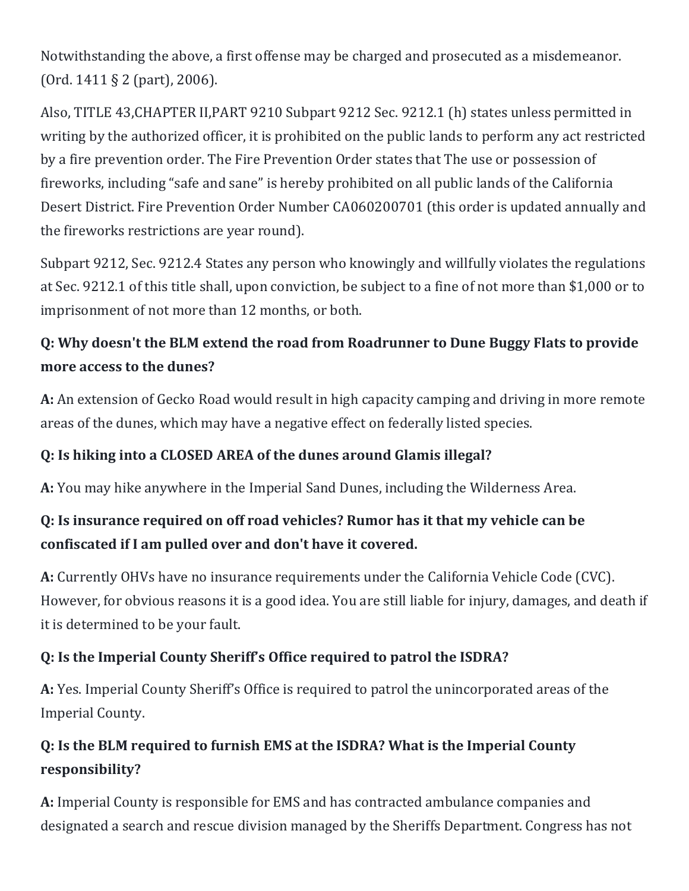Notwithstanding the above, a first offense may be charged and prosecuted as a misdemeanor. (Ord. 1411 § 2 (part), 2006).

Also, TITLE 43,CHAPTER II,PART 9210 Subpart 9212 Sec. 9212.1 (h) states unless permitted in writing by the authorized officer, it is prohibited on the public lands to perform any act restricted by a fire prevention order. The Fire Prevention Order states that The use or possession of fireworks, including "safe and sane" is hereby prohibited on all public lands of the California Desert District. Fire Prevention Order Number CA060200701 (this order is updated annually and the fireworks restrictions are year round).

Subpart 9212, Sec. 9212.4 States any person who knowingly and willfully violates the regulations at Sec. 9212.1 of this title shall, upon conviction, be subject to a fine of not more than $1,000 or to imprisonment of not more than 12 months, or both.

### Q: Why doesn't the BLM extend the road from Roadrunner to Dune Buggy Flats to provide more access to the dunes?

**A:** An extension of Gecko Road would result in high capacity camping and driving in more remote areas of the dunes, which may have a negative effect on federally listed species.

### Q: Is hiking into a CLOSED AREA of the dunes around Glamis illegal?

**A:** You may hike anywhere in the Imperial Sand Dunes, including the Wilderness Area.

### Q: Is insurance required on off road vehicles? Rumor has it that my vehicle can be confiscated if I am pulled over and don't have it covered.

**A:** Currently OHVs have no insurance requirements under the California Vehicle Code (CVC). However, for obvious reasons it is a good idea. You are still liable for injury, damages, and death if it is determined to be your fault.

### Q: Is the Imperial County Sheriff's Office required to patrol the ISDRA?

**A:** Yes. Imperial County Sheriff's Office is required to patrol the unincorporated areas of the Imperial County.

### Q: Is the BLM required to furnish EMS at the ISDRA? What is the Imperial County responsibility?

**A:** Imperial County is responsible for EMS and has contracted ambulance companies and designated a search and rescue division managed by the Sheriffs Department. Congress has not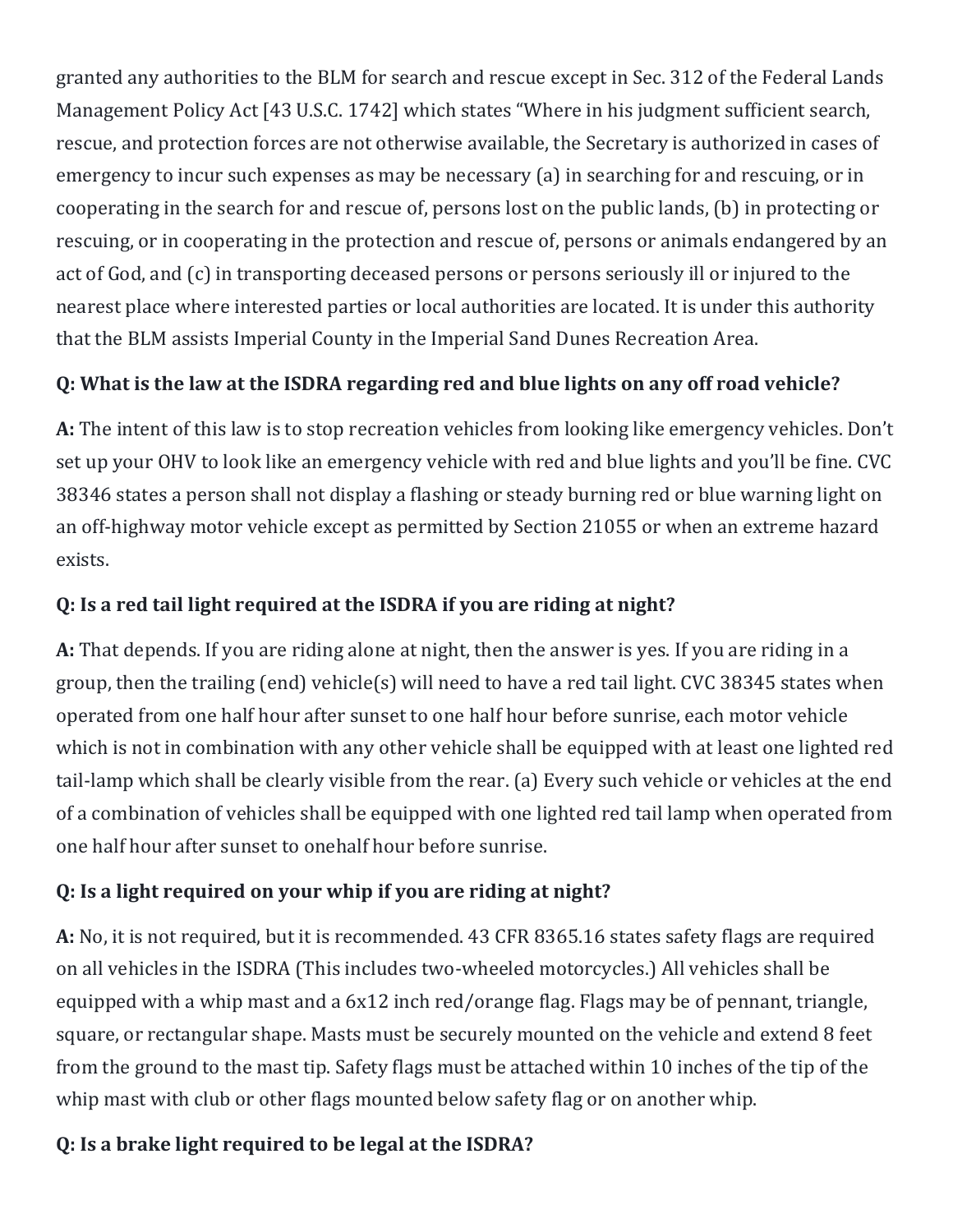granted any authorities to the BLM for search and rescue except in Sec. 312 of the Federal Lands Management Policy Act [43 U.S.C. 1742] which states "Where in his judgment sufficient search, rescue, and protection forces are not otherwise available, the Secretary is authorized in cases of emergency to incur such expenses as may be necessary (a) in searching for and rescuing, or in cooperating in the search for and rescue of, persons lost on the public lands, (b) in protecting or rescuing, or in cooperating in the protection and rescue of, persons or animals endangered by an act of God, and (c) in transporting deceased persons or persons seriously ill or injured to the nearest place where interested parties or local authorities are located. It is under this authority that the BLM assists Imperial County in the Imperial Sand Dunes Recreation Area.

**Q: What is the law at the ISDRA regarding red and blue lights on any off road vehicle?**

**A:** The intent of this law is to stop recreation vehicles from looking like emergency vehicles. Don't set up your OHV to look like an emergency vehicle with red and blue lights and you'll be fine. CVC 38346 states a person shall not display a flashing or steady burning red or blue warning light on an off-highway motor vehicle except as permitted by Section 21055 or when an extreme hazard exists.

**Q: Is a red tail light required at the ISDRA if you are riding at night?**

**A:** That depends. If you are riding alone at night, then the answer is yes. If you are riding in a group, then the trailing (end) vehicle(s) will need to have a red tail light. CVC 38345 states when operated from one half hour after sunset to one half hour before sunrise, each motor vehicle which is not in combination with any other vehicle shall be equipped with at least one lighted red tail-lamp which shall be clearly visible from the rear. (a) Every such vehicle or vehicles at the end of a combination of vehicles shall be equipped with one lighted red tail lamp when operated from one half hour after sunset to onehalf hour before sunrise.

**Q: Is a light required on your whip if you are riding at night?**

**A:** No, it is not required, but it is recommended. 43 CFR 8365.16 states safety flags are required on all vehicles in the ISDRA (This includes two-wheeled motorcycles.) All vehicles shall be equipped with a whip mast and a 6x12 inch red/orange flag. Flags may be of pennant, triangle, square, or rectangular shape. Masts must be securely mounted on the vehicle and extend 8 feet from the ground to the mast tip. Safety flags must be attached within 10 inches of the tip of the whip mast with club or other flags mounted below safety flag or on another whip.

**Q: Is a brake light required to be legal at the ISDRA?**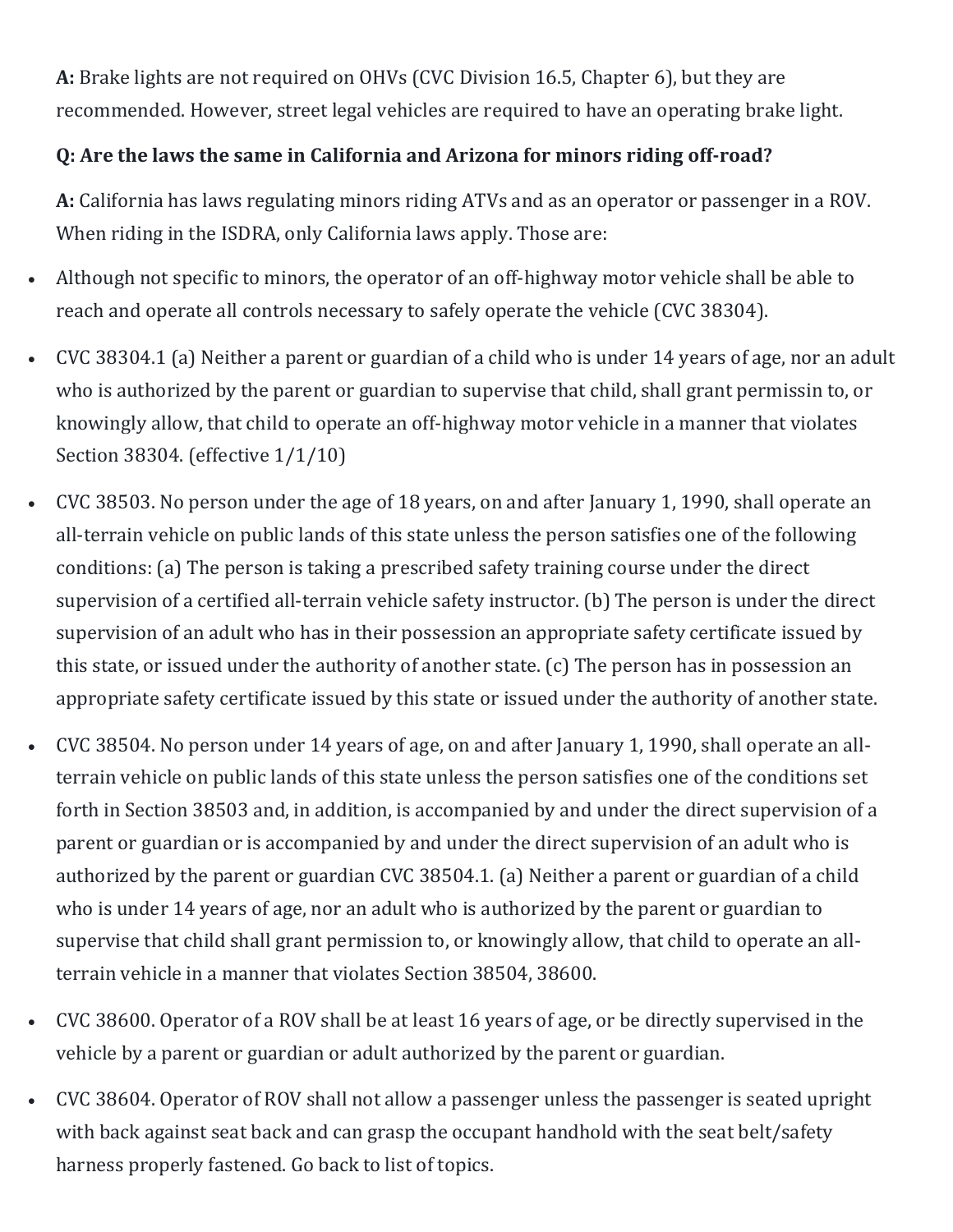**A:** Brake lights are not required on OHVs (CVC Division 16.5, Chapter 6), but they are recommended. However, street legal vehicles are required to have an operating brake light.

**Q: Are the laws the same in California and Arizona for minors riding off-road?**

**A:** California has laws regulating minors riding ATVs and as an operator or passenger in a ROV. When riding in the ISDRA, only California laws apply. Those are:

- Although not specific to minors, the operator of an off-highway motor vehicle shall be able to reach and operate all controls necessary to safely operate the vehicle (CVC 38304).
- CVC 38304.1 (a) Neither a parent or guardian of a child who is under 14 years of age, nor an adult who is authorized by the parent or guardian to supervise that child, shall grant permissin to, or knowingly allow, that child to operate an off-highway motor vehicle in a manner that violates Section 38304. (effective 1/1/10)
- CVC 38503. No person under the age of 18 years, on and after January 1, 1990, shall operate an all-terrain vehicle on public lands of this state unless the person satisfies one of the following conditions: (a) The person is taking a prescribed safety training course under the direct supervision of a certified all-terrain vehicle safety instructor. (b) The person is under the direct supervision of an adult who has in their possession an appropriate safety certificate issued by this state, or issued under the authority of another state. (c) The person has in possession an appropriate safety certificate issued by this state or issued under the authority of another state.
- CVC 38504. No person under 14 years of age, on and after January 1, 1990, shall operate an all-terrain vehicle on public lands of this state unless the person satisfies one of the conditions set forth in Section 38503 and, in addition, is accompanied by and under the direct supervision of a parent or guardian or is accompanied by and under the direct supervision of an adult who is authorized by the parent or guardian CVC 38504.1. (a) Neither a parent or guardian of a child who is under 14 years of age, nor an adult who is authorized by the parent or guardian to supervise that child shall grant permission to, or knowingly allow, that child to operate an all-terrain vehicle in a manner that violates Section 38504, 38600.
- CVC 38600. Operator of a ROV shall be at least 16 years of age, or be directly supervised in the vehicle by a parent or guardian or adult authorized by the parent or guardian.
- CVC 38604. Operator of ROV shall not allow a passenger unless the passenger is seated upright with back against seat back and can grasp the occupant handhold with the seat belt/safety harness properly fastened. Go back to list of topics.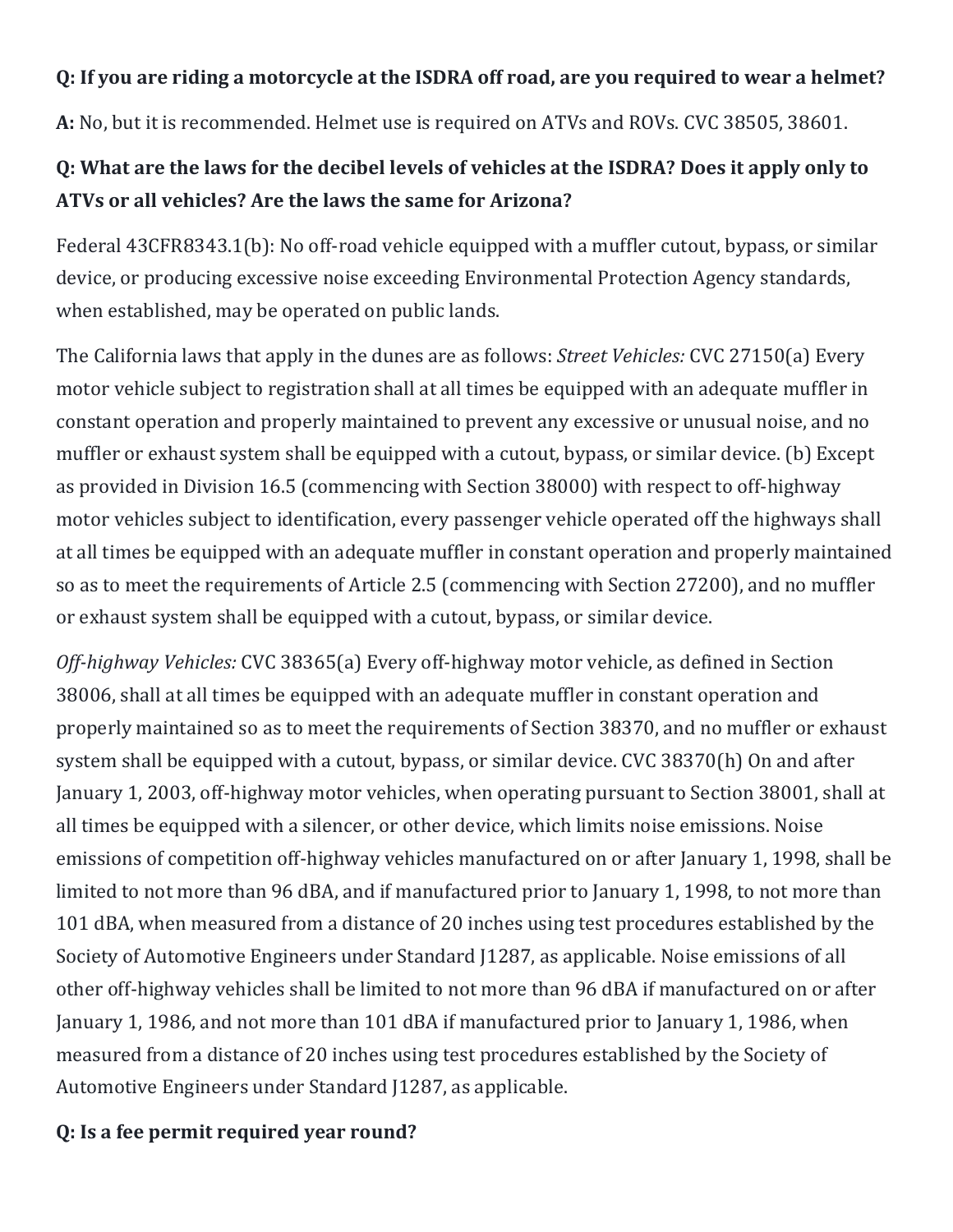**Q: If you are riding a motorcycle at the ISDRA off road, are you required to wear a helmet?**

**A:** No, but it is recommended. Helmet use is required on ATVs and ROVs. CVC 38505, 38601.

**Q: What are the laws for the decibel levels of vehicles at the ISDRA? Does it apply only to ATVs or all vehicles? Are the laws the same for Arizona?**

Federal 43CFR8343.1(b): No off-road vehicle equipped with a muffler cutout, bypass, or similar device, or producing excessive noise exceeding Environmental Protection Agency standards, when established, may be operated on public lands.

The California laws that apply in the dunes are as follows: *Street Vehicles:* CVC 27150(a) Every motor vehicle subject to registration shall at all times be equipped with an adequate muffler in constant operation and properly maintained to prevent any excessive or unusual noise, and no muffler or exhaust system shall be equipped with a cutout, bypass, or similar device. (b) Except as provided in Division 16.5 (commencing with Section 38000) with respect to off-highway motor vehicles subject to identification, every passenger vehicle operated off the highways shall at all times be equipped with an adequate muffler in constant operation and properly maintained so as to meet the requirements of Article 2.5 (commencing with Section 27200), and no muffler or exhaust system shall be equipped with a cutout, bypass, or similar device.

*Off-highway Vehicles:* CVC 38365(a) Every off-highway motor vehicle, as defined in Section 38006, shall at all times be equipped with an adequate muffler in constant operation and properly maintained so as to meet the requirements of Section 38370, and no muffler or exhaust system shall be equipped with a cutout, bypass, or similar device. CVC 38370(h) On and after January 1, 2003, off-highway motor vehicles, when operating pursuant to Section 38001, shall at all times be equipped with a silencer, or other device, which limits noise emissions. Noise emissions of competition off-highway vehicles manufactured on or after January 1, 1998, shall be limited to not more than 96 dBA, and if manufactured prior to January 1, 1998, to not more than 101 dBA, when measured from a distance of 20 inches using test procedures established by the Society of Automotive Engineers under Standard J1287, as applicable. Noise emissions of all other off-highway vehicles shall be limited to not more than 96 dBA if manufactured on or after January 1, 1986, and not more than 101 dBA if manufactured prior to January 1, 1986, when measured from a distance of 20 inches using test procedures established by the Society of Automotive Engineers under Standard J1287, as applicable.

**Q: Is a fee permit required year round?**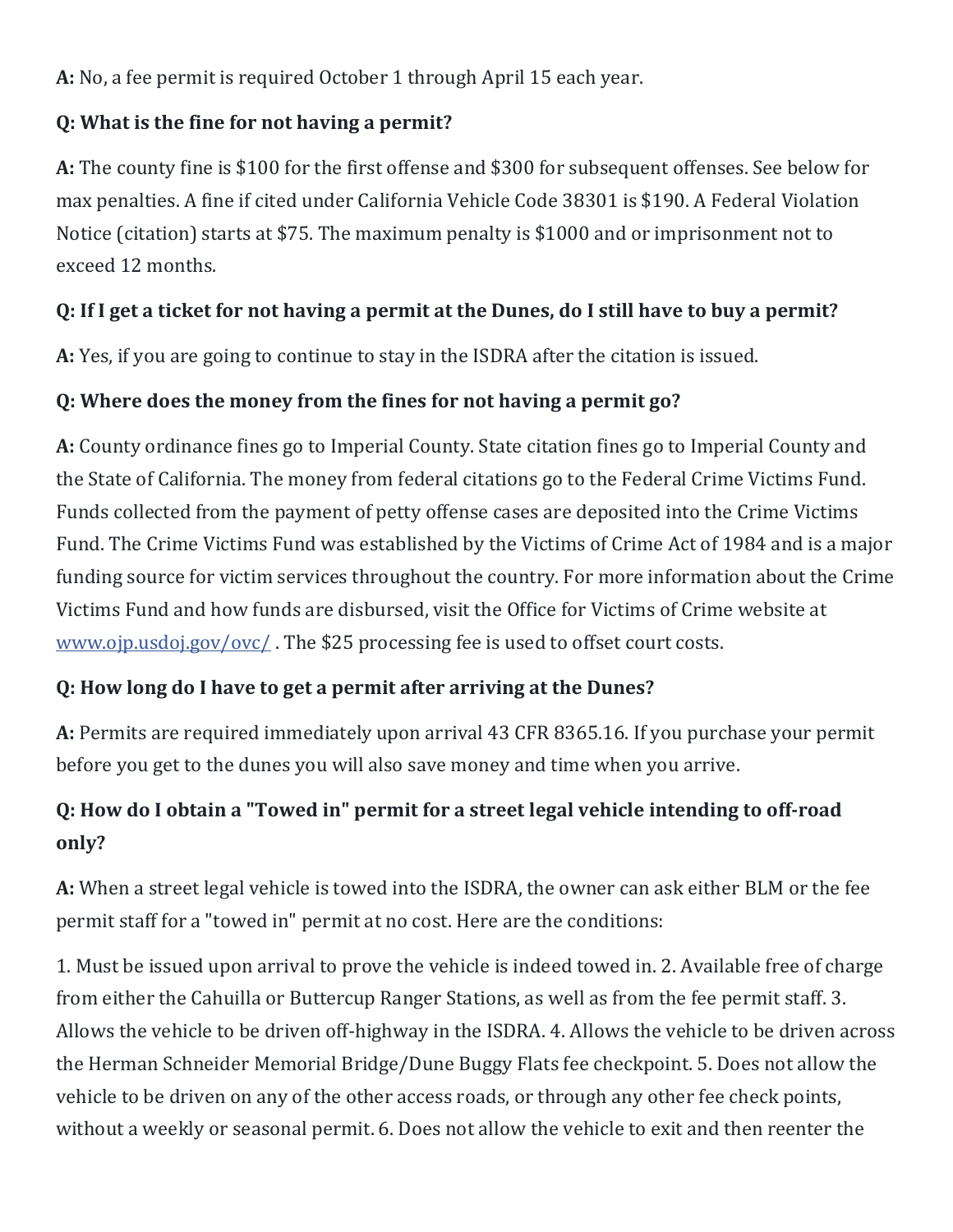**A:** No, a fee permit is required October 1 through April 15 each year.

**Q: What is the fine for not having a permit?**

**A:** The county fine is $100 for the first offense and $300 for subsequent offenses. See below for max penalties. A fine if cited under California Vehicle Code 38301 is $190. A Federal Violation Notice (citation) starts at $75. The maximum penalty is $1000 and or imprisonment not to exceed 12 months.

**Q: If I get a ticket for not having a permit at the Dunes, do I still have to buy a permit?**

**A:** Yes, if you are going to continue to stay in the ISDRA after the citation is issued.

**Q: Where does the money from the fines for not having a permit go?**

**A:** County ordinance fines go to Imperial County. State citation fines go to Imperial County and the State of California. The money from federal citations go to the Federal Crime Victims Fund. Funds collected from the payment of petty offense cases are deposited into the Crime Victims Fund. The Crime Victims Fund was established by the Victims of Crime Act of 1984 and is a major funding source for victim services throughout the country. For more information about the Crime Victims Fund and how funds are disbursed, visit the Office for Victims of Crime website at [www.ojp.usdoj.gov/ovc/](www.ojp.usdoj.gov/ovc/) . The $25 processing fee is used to offset court costs.

**Q: How long do I have to get a permit after arriving at the Dunes?**

**A:** Permits are required immediately upon arrival 43 CFR 8365.16. If you purchase your permit before you get to the dunes you will also save money and time when you arrive.

**Q: How do I obtain a "Towed in" permit for a street legal vehicle intending to off-road only?**

**A:** When a street legal vehicle is towed into the ISDRA, the owner can ask either BLM or the fee permit staff for a "towed in" permit at no cost. Here are the conditions:

1. Must be issued upon arrival to prove the vehicle is indeed towed in. 2. Available free of charge from either the Cahuilla or Buttercup Ranger Stations, as well as from the fee permit staff. 3. Allows the vehicle to be driven off-highway in the ISDRA. 4. Allows the vehicle to be driven across the Herman Schneider Memorial Bridge/Dune Buggy Flats fee checkpoint. 5. Does not allow the vehicle to be driven on any of the other access roads, or through any other fee check points, without a weekly or seasonal permit. 6. Does not allow the vehicle to exit and then reenter the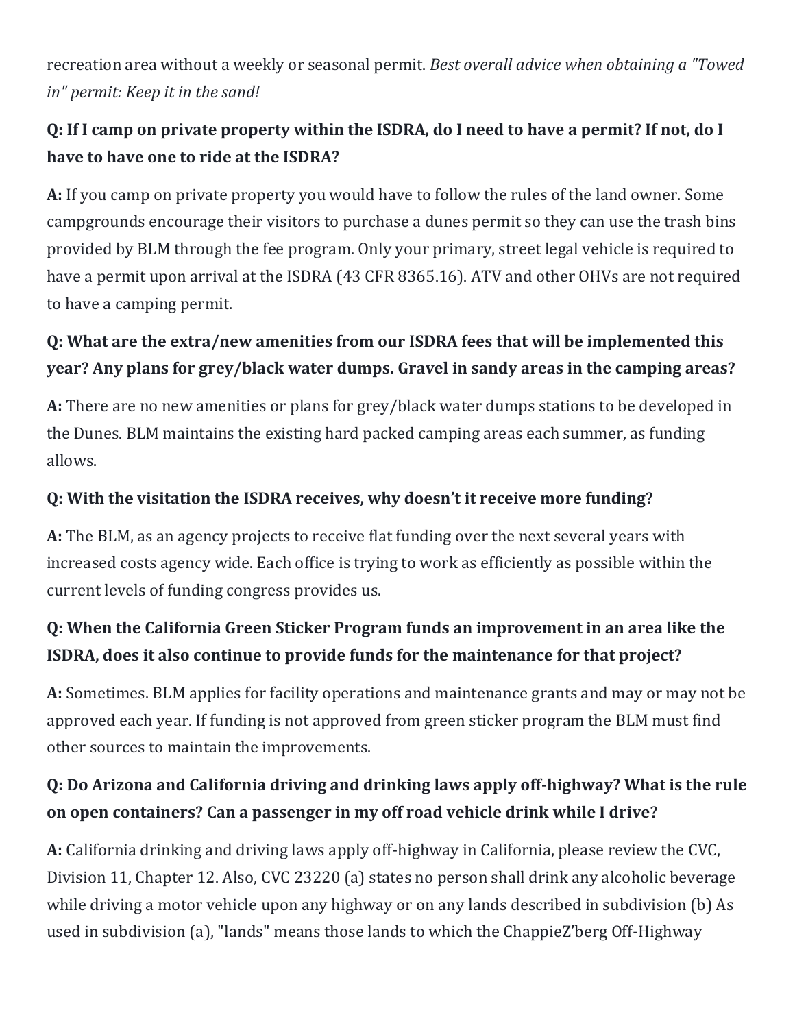recreation area without a weekly or seasonal permit. *Best overall advice when obtaining a "Towed in" permit: Keep it in the sand!*

**Q: If I camp on private property within the ISDRA, do I need to have a permit? If not, do I have to have one to ride at the ISDRA?**

**A:** If you camp on private property you would have to follow the rules of the land owner. Some campgrounds encourage their visitors to purchase a dunes permit so they can use the trash bins provided by BLM through the fee program. Only your primary, street legal vehicle is required to have a permit upon arrival at the ISDRA (43 CFR 8365.16). ATV and other OHVs are not required to have a camping permit.

**Q: What are the extra/new amenities from our ISDRA fees that will be implemented this year? Any plans for grey/black water dumps. Gravel in sandy areas in the camping areas?**

**A:** There are no new amenities or plans for grey/black water dumps stations to be developed in the Dunes. BLM maintains the existing hard packed camping areas each summer, as funding allows.

**Q: With the visitation the ISDRA receives, why doesn't it receive more funding?**

**A:** The BLM, as an agency projects to receive flat funding over the next several years with increased costs agency wide. Each office is trying to work as efficiently as possible within the current levels of funding congress provides us.

**Q: When the California Green Sticker Program funds an improvement in an area like the ISDRA, does it also continue to provide funds for the maintenance for that project?**

**A:** Sometimes. BLM applies for facility operations and maintenance grants and may or may not be approved each year. If funding is not approved from green sticker program the BLM must find other sources to maintain the improvements.

**Q: Do Arizona and California driving and drinking laws apply off-highway? What is the rule on open containers? Can a passenger in my off road vehicle drink while I drive?**

**A:** California drinking and driving laws apply off-highway in California, please review the CVC, Division 11, Chapter 12. Also, CVC 23220 (a) states no person shall drink any alcoholic beverage while driving a motor vehicle upon any highway or on any lands described in subdivision (b) As used in subdivision (a), "lands" means those lands to which the ChappieZ'berg Off-Highway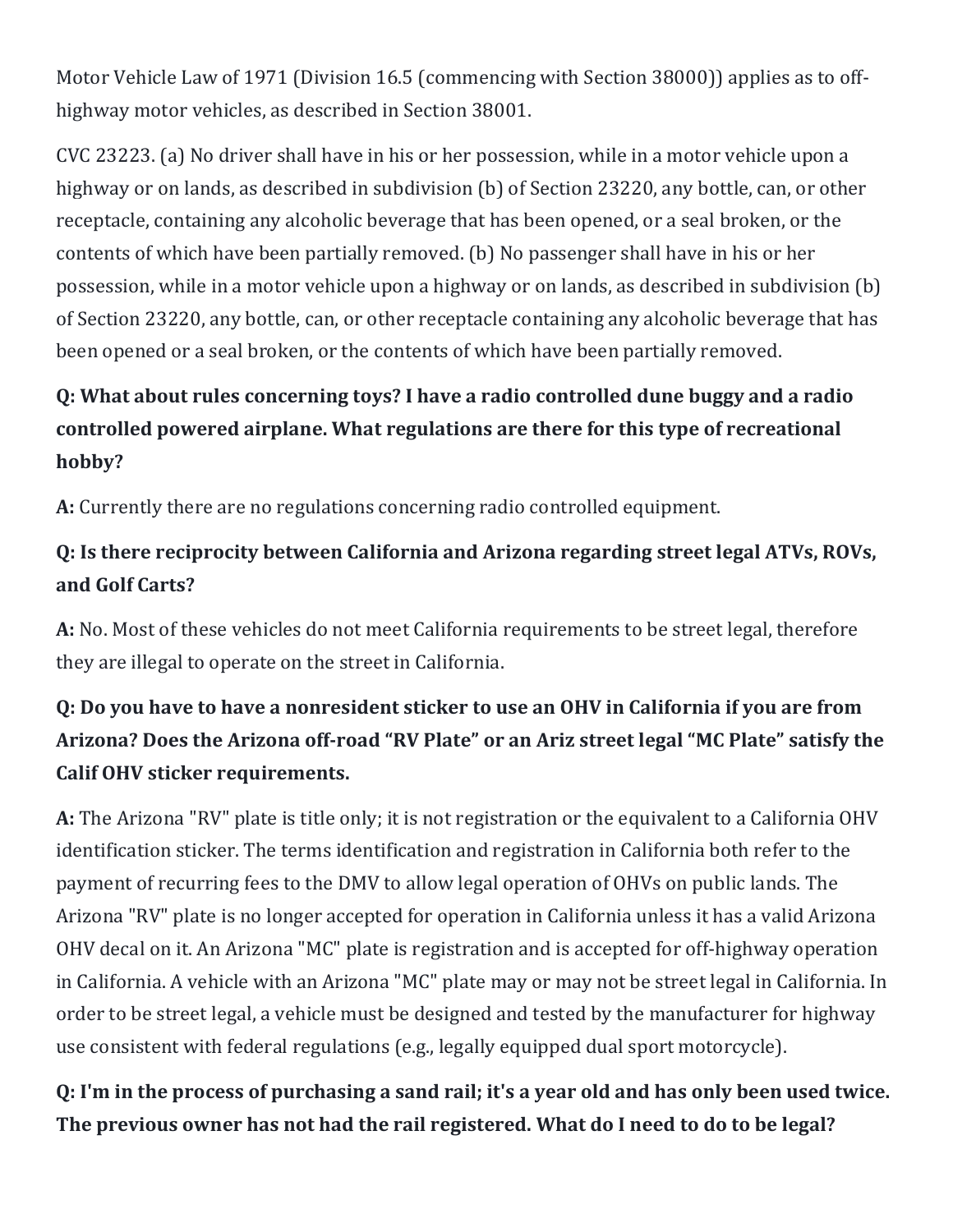Motor Vehicle Law of 1971 (Division 16.5 (commencing with Section 38000)) applies as to off-highway motor vehicles, as described in Section 38001.

CVC 23223. (a) No driver shall have in his or her possession, while in a motor vehicle upon a highway or on lands, as described in subdivision (b) of Section 23220, any bottle, can, or other receptacle, containing any alcoholic beverage that has been opened, or a seal broken, or the contents of which have been partially removed. (b) No passenger shall have in his or her possession, while in a motor vehicle upon a highway or on lands, as described in subdivision (b) of Section 23220, any bottle, can, or other receptacle containing any alcoholic beverage that has been opened or a seal broken, or the contents of which have been partially removed.

**Q: What about rules concerning toys? I have a radio controlled dune buggy and a radio controlled powered airplane. What regulations are there for this type of recreational hobby?**

**A:** Currently there are no regulations concerning radio controlled equipment.

**Q: Is there reciprocity between California and Arizona regarding street legal ATVs, ROVs, and Golf Carts?**

**A:** No. Most of these vehicles do not meet California requirements to be street legal, therefore they are illegal to operate on the street in California.

**Q: Do you have to have a nonresident sticker to use an OHV in California if you are from Arizona? Does the Arizona off-road "RV Plate" or an Ariz street legal "MC Plate" satisfy the Calif OHV sticker requirements.**

**A:** The Arizona "RV" plate is title only; it is not registration or the equivalent to a California OHV identification sticker. The terms identification and registration in California both refer to the payment of recurring fees to the DMV to allow legal operation of OHVs on public lands. The Arizona "RV" plate is no longer accepted for operation in California unless it has a valid Arizona OHV decal on it. An Arizona "MC" plate is registration and is accepted for off-highway operation in California. A vehicle with an Arizona "MC" plate may or may not be street legal in California. In order to be street legal, a vehicle must be designed and tested by the manufacturer for highway use consistent with federal regulations (e.g., legally equipped dual sport motorcycle).

**Q: I'm in the process of purchasing a sand rail; it's a year old and has only been used twice. The previous owner has not had the rail registered. What do I need to do to be legal?**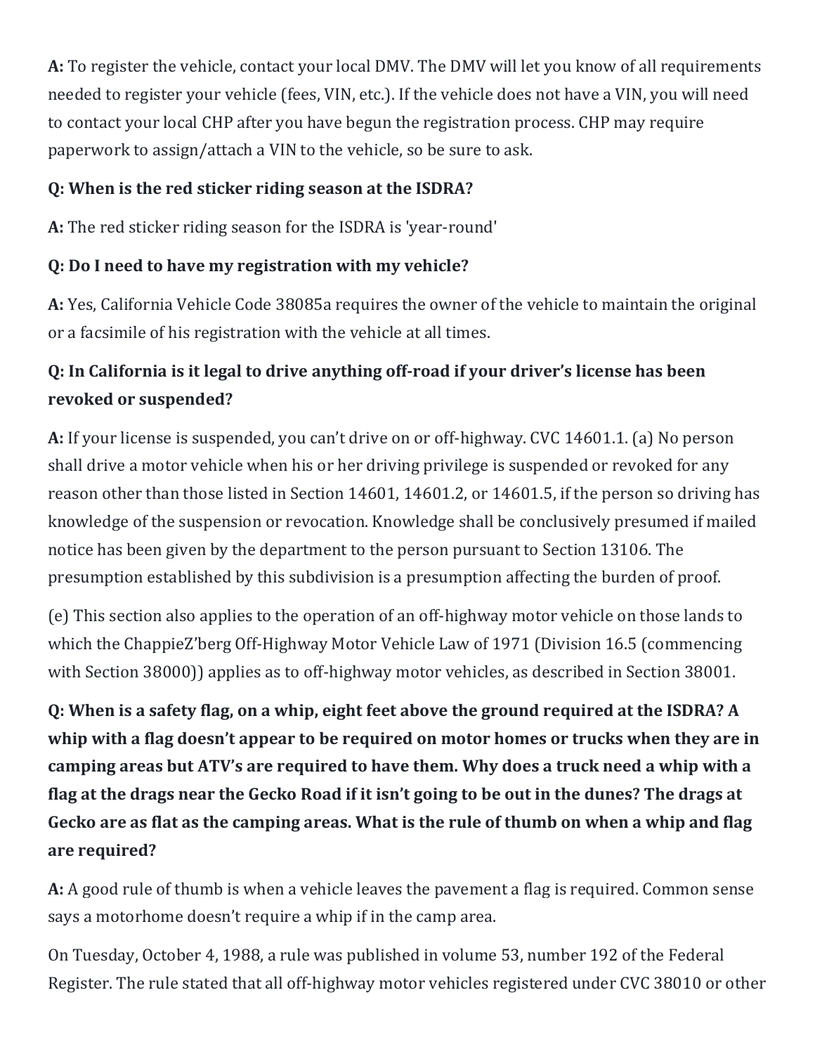**A:** To register the vehicle, contact your local DMV. The DMV will let you know of all requirements needed to register your vehicle (fees, VIN, etc.). If the vehicle does not have a VIN, you will need to contact your local CHP after you have begun the registration process. CHP may require paperwork to assign/attach a VIN to the vehicle, so be sure to ask.

**Q: When is the red sticker riding season at the ISDRA?**

**A:** The red sticker riding season for the ISDRA is 'year-round'

**Q: Do I need to have my registration with my vehicle?**

**A:** Yes, California Vehicle Code 38085a requires the owner of the vehicle to maintain the original or a facsimile of his registration with the vehicle at all times.

**Q: In California is it legal to drive anything off-road if your driver's license has been revoked or suspended?**

**A:** If your license is suspended, you can't drive on or off-highway. CVC 14601.1. (a) No person shall drive a motor vehicle when his or her driving privilege is suspended or revoked for any reason other than those listed in Section 14601, 14601.2, or 14601.5, if the person so driving has knowledge of the suspension or revocation. Knowledge shall be conclusively presumed if mailed notice has been given by the department to the person pursuant to Section 13106. The presumption established by this subdivision is a presumption affecting the burden of proof.

(e) This section also applies to the operation of an off-highway motor vehicle on those lands to which the ChappieZ'berg Off-Highway Motor Vehicle Law of 1971 (Division 16.5 (commencing with Section 38000)) applies as to off-highway motor vehicles, as described in Section 38001.

**Q: When is a safety flag, on a whip, eight feet above the ground required at the ISDRA? A whip with a flag doesn't appear to be required on motor homes or trucks when they are in camping areas but ATV's are required to have them. Why does a truck need a whip with a flag at the drags near the Gecko Road if it isn't going to be out in the dunes? The drags at Gecko are as flat as the camping areas. What is the rule of thumb on when a whip and flag are required?**

**A:** A good rule of thumb is when a vehicle leaves the pavement a flag is required. Common sense says a motorhome doesn't require a whip if in the camp area.

On Tuesday, October 4, 1988, a rule was published in volume 53, number 192 of the Federal Register. The rule stated that all off-highway motor vehicles registered under CVC 38010 or other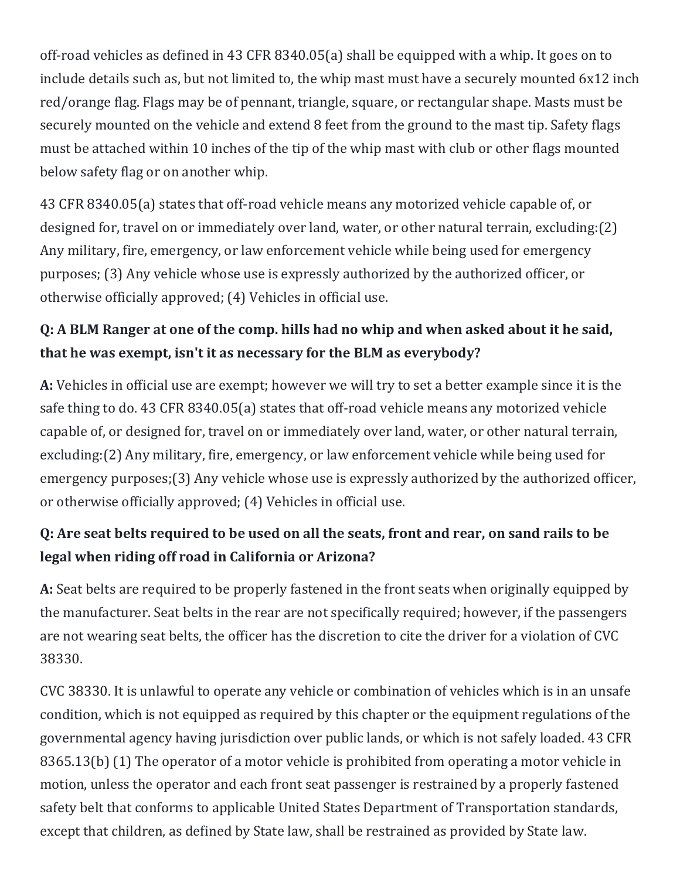off-road vehicles as defined in 43 CFR 8340.05(a) shall be equipped with a whip. It goes on to include details such as, but not limited to, the whip mast must have a securely mounted 6x12 inch red/orange flag. Flags may be of pennant, triangle, square, or rectangular shape. Masts must be securely mounted on the vehicle and extend 8 feet from the ground to the mast tip. Safety flags must be attached within 10 inches of the tip of the whip mast with club or other flags mounted below safety flag or on another whip.

43 CFR 8340.05(a) states that off-road vehicle means any motorized vehicle capable of, or designed for, travel on or immediately over land, water, or other natural terrain, excluding:(2) Any military, fire, emergency, or law enforcement vehicle while being used for emergency purposes; (3) Any vehicle whose use is expressly authorized by the authorized officer, or otherwise officially approved; (4) Vehicles in official use.

**Q: A BLM Ranger at one of the comp. hills had no whip and when asked about it he said, that he was exempt, isn't it as necessary for the BLM as everybody?**

**A:** Vehicles in official use are exempt; however we will try to set a better example since it is the safe thing to do. 43 CFR 8340.05(a) states that off-road vehicle means any motorized vehicle capable of, or designed for, travel on or immediately over land, water, or other natural terrain, excluding:(2) Any military, fire, emergency, or law enforcement vehicle while being used for emergency purposes;(3) Any vehicle whose use is expressly authorized by the authorized officer, or otherwise officially approved; (4) Vehicles in official use.

**Q: Are seat belts required to be used on all the seats, front and rear, on sand rails to be legal when riding off road in California or Arizona?**

**A:** Seat belts are required to be properly fastened in the front seats when originally equipped by the manufacturer. Seat belts in the rear are not specifically required; however, if the passengers are not wearing seat belts, the officer has the discretion to cite the driver for a violation of CVC 38330.

CVC 38330. It is unlawful to operate any vehicle or combination of vehicles which is in an unsafe condition, which is not equipped as required by this chapter or the equipment regulations of the governmental agency having jurisdiction over public lands, or which is not safely loaded. 43 CFR 8365.13(b) (1) The operator of a motor vehicle is prohibited from operating a motor vehicle in motion, unless the operator and each front seat passenger is restrained by a properly fastened safety belt that conforms to applicable United States Department of Transportation standards, except that children, as defined by State law, shall be restrained as provided by State law.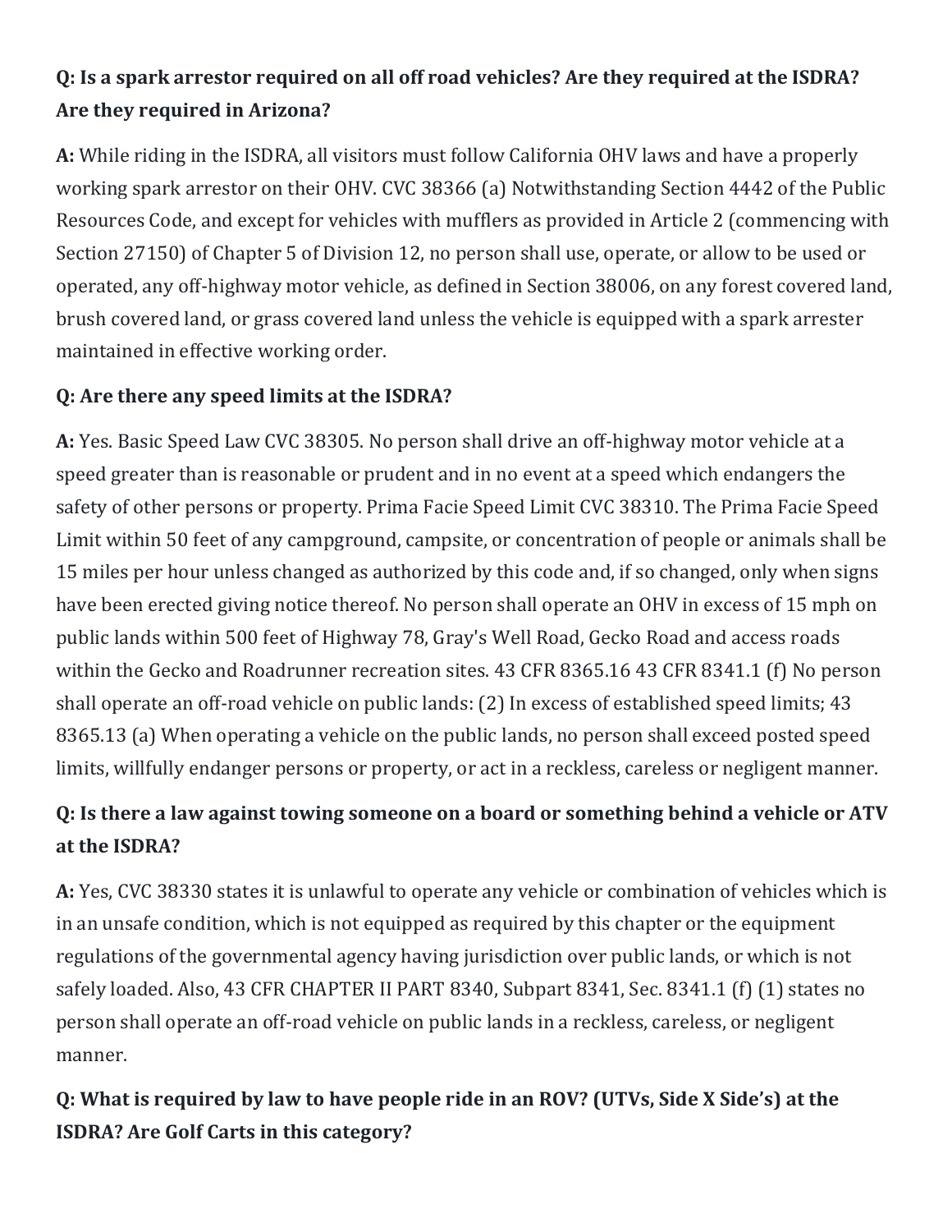**Q: Is a spark arrestor required on all off road vehicles? Are they required at the ISDRA? Are they required in Arizona?**

**A:** While riding in the ISDRA, all visitors must follow California OHV laws and have a properly working spark arrestor on their OHV. CVC 38366 (a) Notwithstanding Section 4442 of the Public Resources Code, and except for vehicles with mufflers as provided in Article 2 (commencing with Section 27150) of Chapter 5 of Division 12, no person shall use, operate, or allow to be used or operated, any off-highway motor vehicle, as defined in Section 38006, on any forest covered land, brush covered land, or grass covered land unless the vehicle is equipped with a spark arrester maintained in effective working order.

**Q: Are there any speed limits at the ISDRA?**

**A:** Yes. Basic Speed Law CVC 38305. No person shall drive an off-highway motor vehicle at a speed greater than is reasonable or prudent and in no event at a speed which endangers the safety of other persons or property. Prima Facie Speed Limit CVC 38310. The Prima Facie Speed Limit within 50 feet of any campground, campsite, or concentration of people or animals shall be 15 miles per hour unless changed as authorized by this code and, if so changed, only when signs have been erected giving notice thereof. No person shall operate an OHV in excess of 15 mph on public lands within 500 feet of Highway 78, Gray's Well Road, Gecko Road and access roads within the Gecko and Roadrunner recreation sites. 43 CFR 8365.16 43 CFR 8341.1 (f) No person shall operate an off-road vehicle on public lands: (2) In excess of established speed limits; 43 8365.13 (a) When operating a vehicle on the public lands, no person shall exceed posted speed limits, willfully endanger persons or property, or act in a reckless, careless or negligent manner.

**Q: Is there a law against towing someone on a board or something behind a vehicle or ATV at the ISDRA?**

**A:** Yes, CVC 38330 states it is unlawful to operate any vehicle or combination of vehicles which is in an unsafe condition, which is not equipped as required by this chapter or the equipment regulations of the governmental agency having jurisdiction over public lands, or which is not safely loaded. Also, 43 CFR CHAPTER II PART 8340, Subpart 8341, Sec. 8341.1 (f) (1) states no person shall operate an off-road vehicle on public lands in a reckless, careless, or negligent manner.

**Q: What is required by law to have people ride in an ROV? (UTVs, Side X Side's) at the ISDRA? Are Golf Carts in this category?**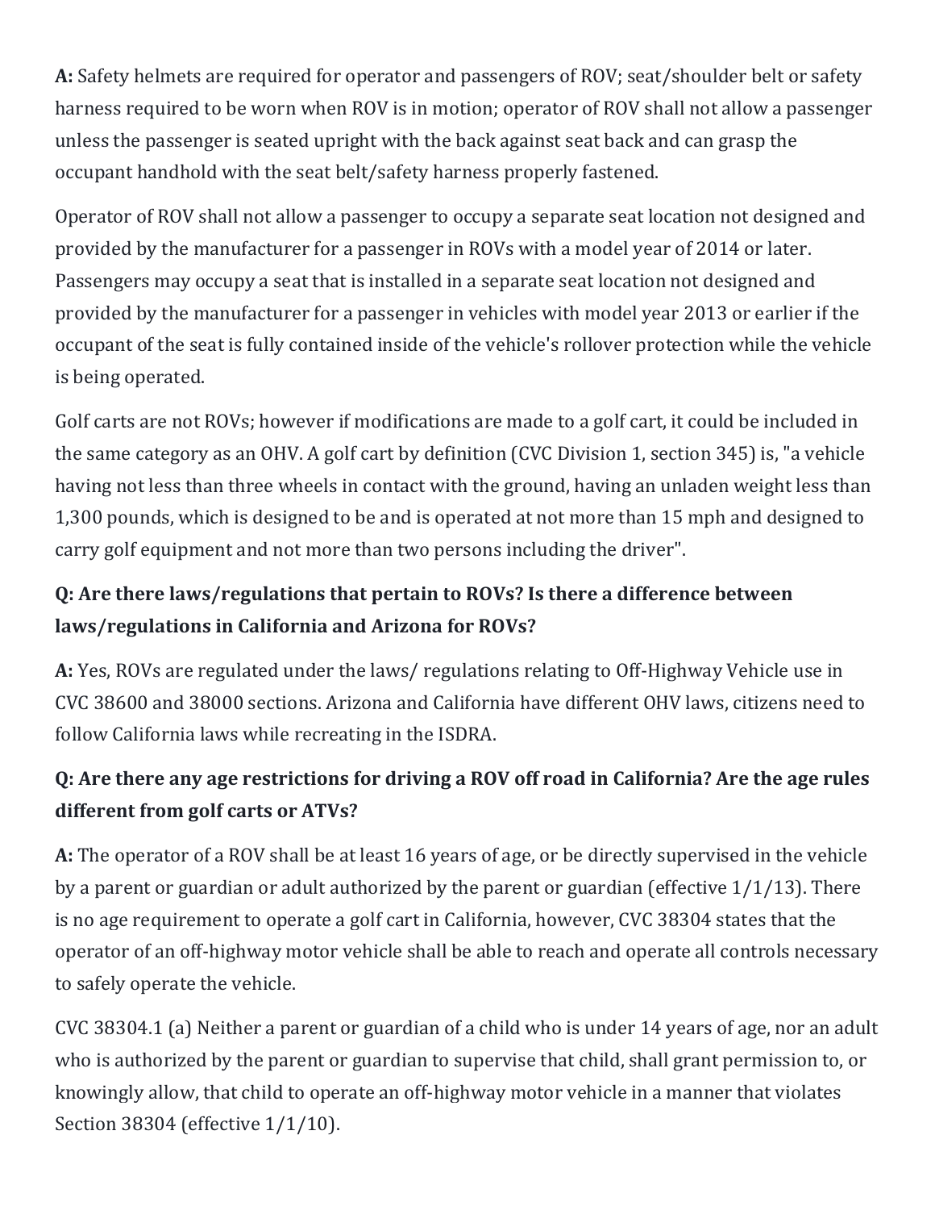**A:** Safety helmets are required for operator and passengers of ROV; seat/shoulder belt or safety harness required to be worn when ROV is in motion; operator of ROV shall not allow a passenger unless the passenger is seated upright with the back against seat back and can grasp the occupant handhold with the seat belt/safety harness properly fastened.

Operator of ROV shall not allow a passenger to occupy a separate seat location not designed and provided by the manufacturer for a passenger in ROVs with a model year of 2014 or later. Passengers may occupy a seat that is installed in a separate seat location not designed and provided by the manufacturer for a passenger in vehicles with model year 2013 or earlier if the occupant of the seat is fully contained inside of the vehicle's rollover protection while the vehicle is being operated.

Golf carts are not ROVs; however if modifications are made to a golf cart, it could be included in the same category as an OHV. A golf cart by definition (CVC Division 1, section 345) is, "a vehicle having not less than three wheels in contact with the ground, having an unladen weight less than 1,300 pounds, which is designed to be and is operated at not more than 15 mph and designed to carry golf equipment and not more than two persons including the driver".

### Q: Are there laws/regulations that pertain to ROVs? Is there a difference between laws/regulations in California and Arizona for ROVs?

**A:** Yes, ROVs are regulated under the laws/ regulations relating to Off-Highway Vehicle use in CVC 38600 and 38000 sections. Arizona and California have different OHV laws, citizens need to follow California laws while recreating in the ISDRA.

### Q: Are there any age restrictions for driving a ROV off road in California? Are the age rules different from golf carts or ATVs?

**A:** The operator of a ROV shall be at least 16 years of age, or be directly supervised in the vehicle by a parent or guardian or adult authorized by the parent or guardian (effective 1/1/13). There is no age requirement to operate a golf cart in California, however, CVC 38304 states that the operator of an off-highway motor vehicle shall be able to reach and operate all controls necessary to safely operate the vehicle.

CVC 38304.1 (a) Neither a parent or guardian of a child who is under 14 years of age, nor an adult who is authorized by the parent or guardian to supervise that child, shall grant permission to, or knowingly allow, that child to operate an off-highway motor vehicle in a manner that violates Section 38304 (effective 1/1/10).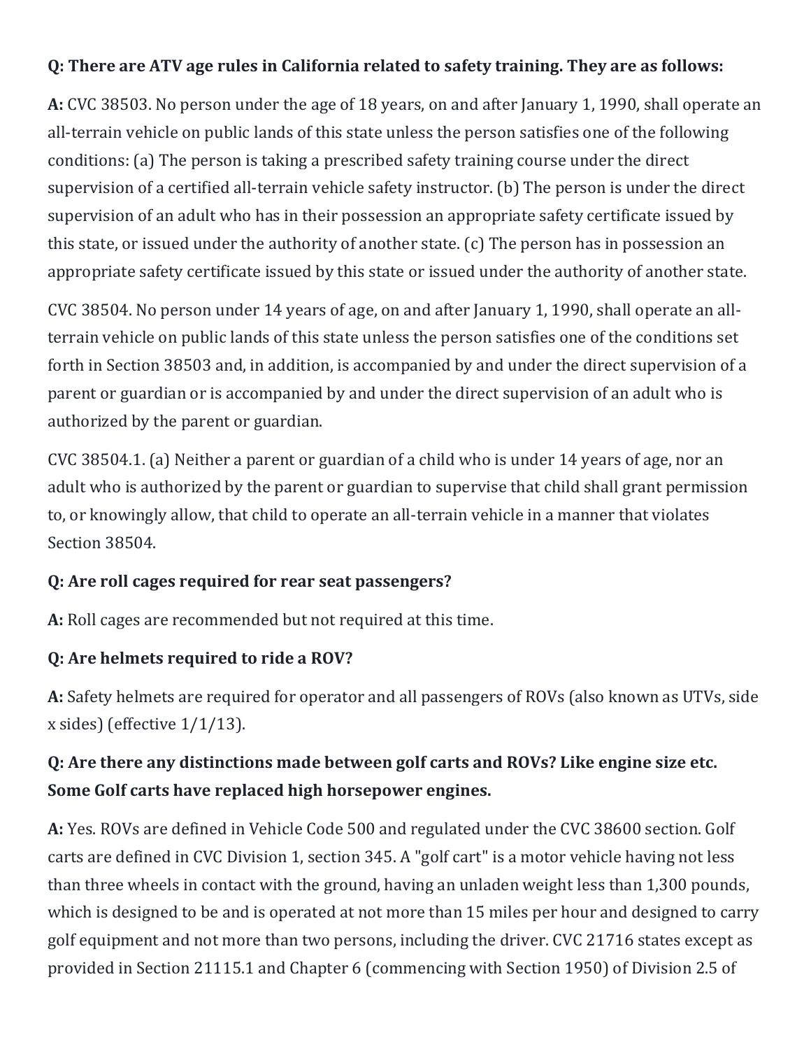**Q: There are ATV age rules in California related to safety training. They are as follows:**

**A:** CVC 38503. No person under the age of 18 years, on and after January 1, 1990, shall operate an all-terrain vehicle on public lands of this state unless the person satisfies one of the following conditions: (a) The person is taking a prescribed safety training course under the direct supervision of a certified all-terrain vehicle safety instructor. (b) The person is under the direct supervision of an adult who has in their possession an appropriate safety certificate issued by this state, or issued under the authority of another state. (c) The person has in possession an appropriate safety certificate issued by this state or issued under the authority of another state.

CVC 38504. No person under 14 years of age, on and after January 1, 1990, shall operate an all-terrain vehicle on public lands of this state unless the person satisfies one of the conditions set forth in Section 38503 and, in addition, is accompanied by and under the direct supervision of a parent or guardian or is accompanied by and under the direct supervision of an adult who is authorized by the parent or guardian.

CVC 38504.1. (a) Neither a parent or guardian of a child who is under 14 years of age, nor an adult who is authorized by the parent or guardian to supervise that child shall grant permission to, or knowingly allow, that child to operate an all-terrain vehicle in a manner that violates Section 38504.

**Q: Are roll cages required for rear seat passengers?**

**A:** Roll cages are recommended but not required at this time.

**Q: Are helmets required to ride a ROV?**

**A:** Safety helmets are required for operator and all passengers of ROVs (also known as UTVs, side x sides) (effective 1/1/13).

**Q: Are there any distinctions made between golf carts and ROVs? Like engine size etc. Some Golf carts have replaced high horsepower engines.**

**A:** Yes. ROVs are defined in Vehicle Code 500 and regulated under the CVC 38600 section. Golf carts are defined in CVC Division 1, section 345. A "golf cart" is a motor vehicle having not less than three wheels in contact with the ground, having an unladen weight less than 1,300 pounds, which is designed to be and is operated at not more than 15 miles per hour and designed to carry golf equipment and not more than two persons, including the driver. CVC 21716 states except as provided in Section 21115.1 and Chapter 6 (commencing with Section 1950) of Division 2.5 of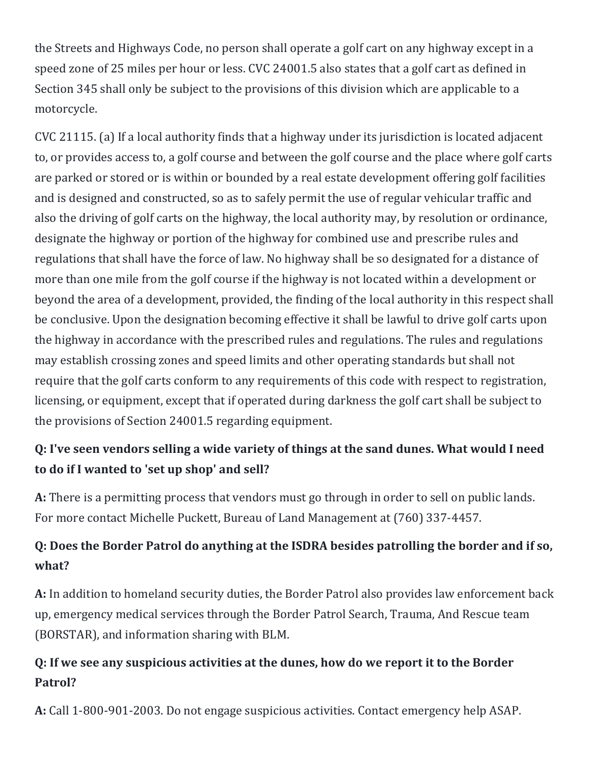the Streets and Highways Code, no person shall operate a golf cart on any highway except in a speed zone of 25 miles per hour or less. CVC 24001.5 also states that a golf cart as defined in Section 345 shall only be subject to the provisions of this division which are applicable to a motorcycle.

CVC 21115. (a) If a local authority finds that a highway under its jurisdiction is located adjacent to, or provides access to, a golf course and between the golf course and the place where golf carts are parked or stored or is within or bounded by a real estate development offering golf facilities and is designed and constructed, so as to safely permit the use of regular vehicular traffic and also the driving of golf carts on the highway, the local authority may, by resolution or ordinance, designate the highway or portion of the highway for combined use and prescribe rules and regulations that shall have the force of law. No highway shall be so designated for a distance of more than one mile from the golf course if the highway is not located within a development or beyond the area of a development, provided, the finding of the local authority in this respect shall be conclusive. Upon the designation becoming effective it shall be lawful to drive golf carts upon the highway in accordance with the prescribed rules and regulations. The rules and regulations may establish crossing zones and speed limits and other operating standards but shall not require that the golf carts conform to any requirements of this code with respect to registration, licensing, or equipment, except that if operated during darkness the golf cart shall be subject to the provisions of Section 24001.5 regarding equipment.

### Q: I've seen vendors selling a wide variety of things at the sand dunes. What would I need to do if I wanted to 'set up shop' and sell?

**A:** There is a permitting process that vendors must go through in order to sell on public lands. For more contact Michelle Puckett, Bureau of Land Management at (760) 337-4457.

### Q: Does the Border Patrol do anything at the ISDRA besides patrolling the border and if so, what?

**A:** In addition to homeland security duties, the Border Patrol also provides law enforcement back up, emergency medical services through the Border Patrol Search, Trauma, And Rescue team (BORSTAR), and information sharing with BLM.

### Q: If we see any suspicious activities at the dunes, how do we report it to the Border Patrol?

**A:** Call 1-800-901-2003. Do not engage suspicious activities. Contact emergency help ASAP.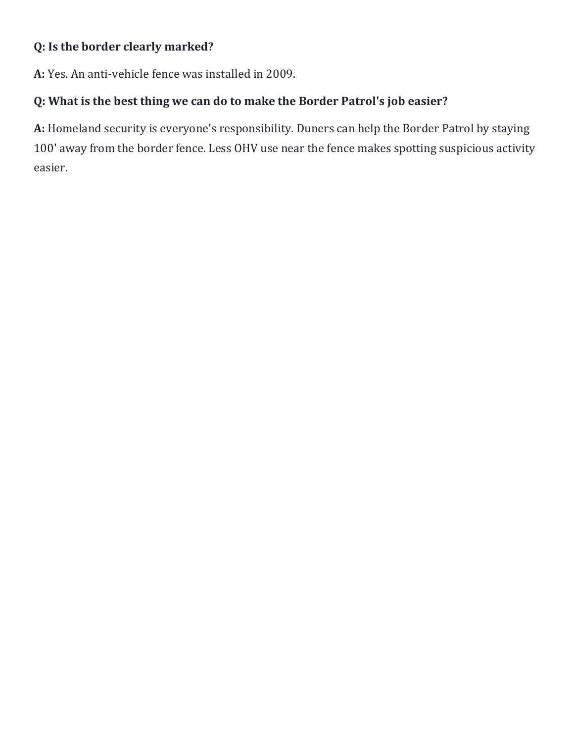**Q: Is the border clearly marked?**

**A:** Yes. An anti-vehicle fence was installed in 2009.

**Q: What is the best thing we can do to make the Border Patrol's job easier?**

**A:** Homeland security is everyone's responsibility. Duners can help the Border Patrol by staying 100' away from the border fence. Less OHV use near the fence makes spotting suspicious activity easier.